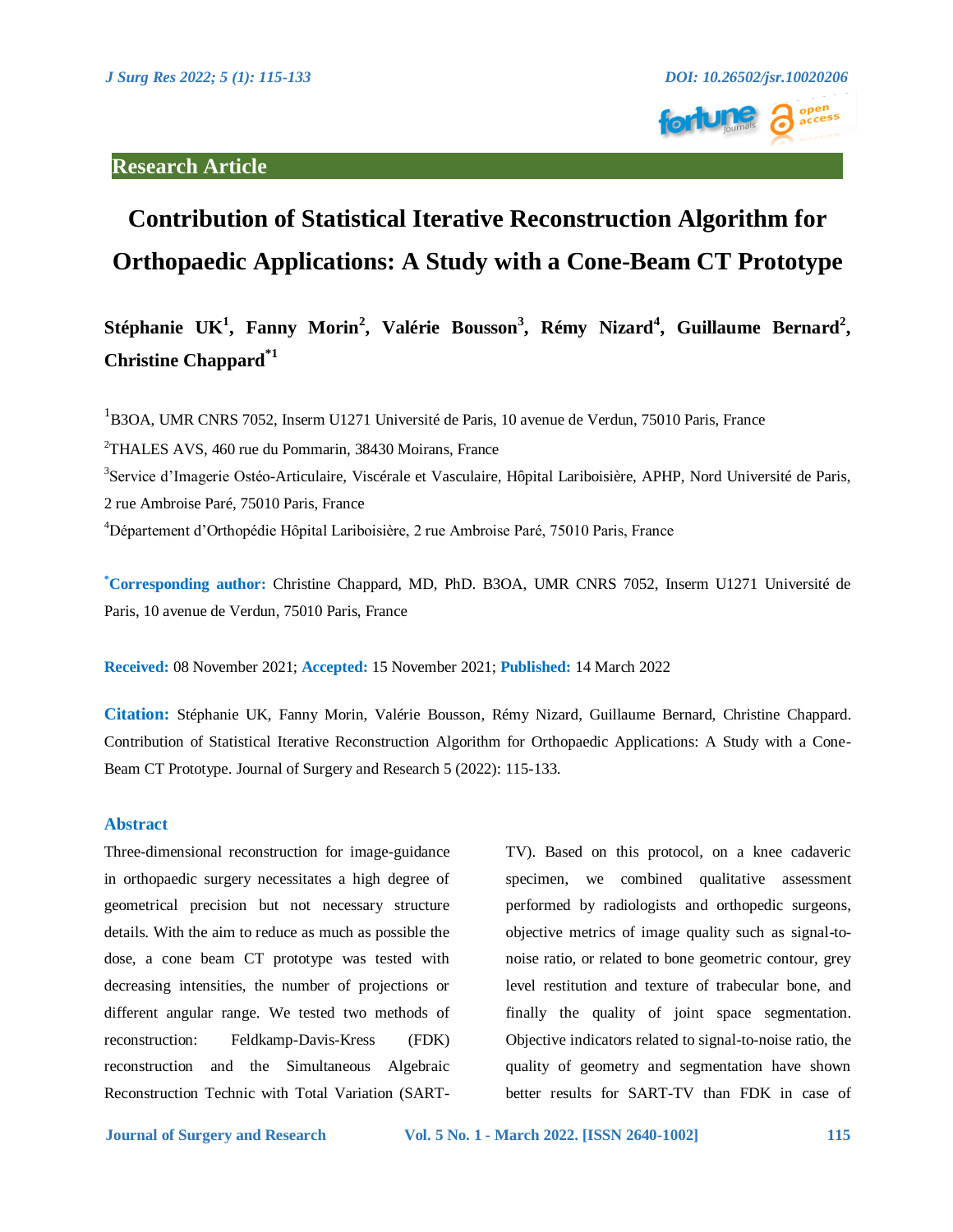## Research Article

# Contribution of Statistical Iterative Reconstruction Algorithm for Orthopaedic Applications: A Study with a Cone-Beam CT Prototype

**Stéphanie UK[1], Fanny Morin[2], Valérie Bousson[3], Rémy Nizard[4], Guillaume Bernard[2], Christine Chappard[*1]**

[1]B3OA, UMR CNRS 7052, Inserm U1271 Université de Paris, 10 avenue de Verdun, 75010 Paris, France

[2]THALES AVS, 460 rue du Pommarin, 38430 Moirans, France

[3]Service d'Imagerie Ostéo-Articulaire, Viscérale et Vasculaire, Hôpital Lariboisière, APHP, Nord Université de Paris, 2 rue Ambroise Paré, 75010 Paris, France

[4]Département d'Orthopédie Hôpital Lariboisière, 2 rue Ambroise Paré, 75010 Paris, France

**[*]Corresponding author:** Christine Chappard, MD, PhD. B3OA, UMR CNRS 7052, Inserm U1271 Université de Paris, 10 avenue de Verdun, 75010 Paris, France

**Received:** 08 November 2021; **Accepted:** 15 November 2021; **Published:** 14 March 2022

**Citation:** Stéphanie UK, Fanny Morin, Valérie Bousson, Rémy Nizard, Guillaume Bernard, Christine Chappard. Contribution of Statistical Iterative Reconstruction Algorithm for Orthopaedic Applications: A Study with a Cone-Beam CT Prototype. Journal of Surgery and Research 5 (2022): 115-133.

## Abstract

Three-dimensional reconstruction for image-guidance in orthopaedic surgery necessitates a high degree of geometrical precision but not necessary structure details. With the aim to reduce as much as possible the dose, a cone beam CT prototype was tested with decreasing intensities, the number of projections or different angular range. We tested two methods of reconstruction: Feldkamp-Davis-Kress (FDK) reconstruction and the Simultaneous Algebraic Reconstruction Technic with Total Variation (SART-TV). Based on this protocol, on a knee cadaveric specimen, we combined qualitative assessment performed by radiologists and orthopedic surgeons, objective metrics of image quality such as signal-to-noise ratio, or related to bone geometric contour, grey level restitution and texture of trabecular bone, and finally the quality of joint space segmentation. Objective indicators related to signal-to-noise ratio, the quality of geometry and segmentation have shown better results for SART-TV than FDK in case of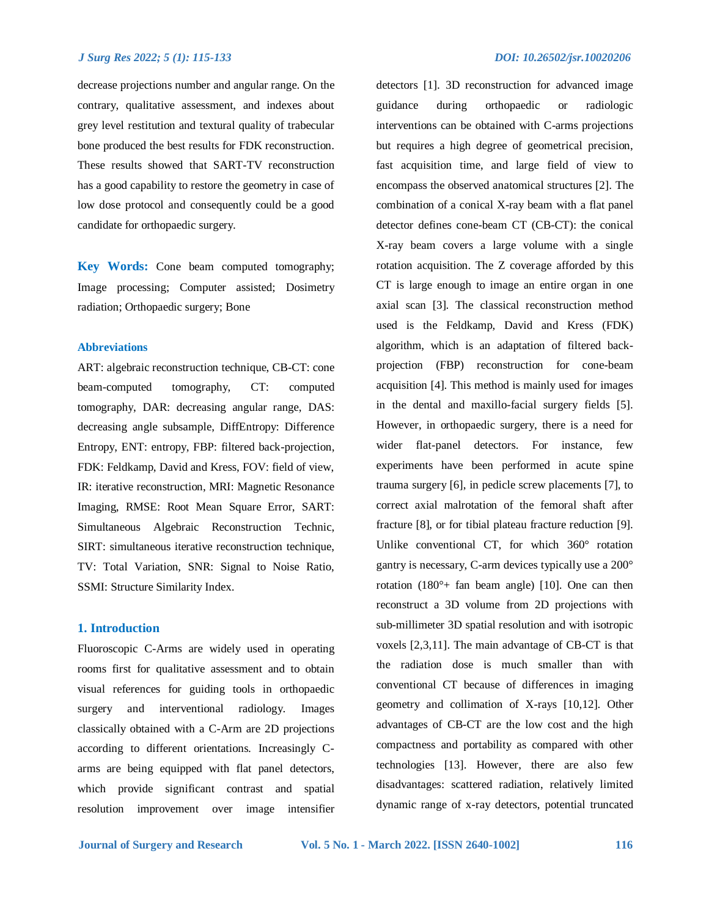decrease projections number and angular range. On the contrary, qualitative assessment, and indexes about grey level restitution and textural quality of trabecular bone produced the best results for FDK reconstruction. These results showed that SART-TV reconstruction has a good capability to restore the geometry in case of low dose protocol and consequently could be a good candidate for orthopaedic surgery.

**Key Words:** Cone beam computed tomography; Image processing; Computer assisted; Dosimetry radiation; Orthopaedic surgery; Bone

**Abbreviations**

ART: algebraic reconstruction technique, CB-CT: cone beam-computed tomography, CT: computed tomography, DAR: decreasing angular range, DAS: decreasing angle subsample, DiffEntropy: Difference Entropy, ENT: entropy, FBP: filtered back-projection, FDK: Feldkamp, David and Kress, FOV: field of view, IR: iterative reconstruction, MRI: Magnetic Resonance Imaging, RMSE: Root Mean Square Error, SART: Simultaneous Algebraic Reconstruction Technic, SIRT: simultaneous iterative reconstruction technique, TV: Total Variation, SNR: Signal to Noise Ratio, SSMI: Structure Similarity Index.

## 1. Introduction

Fluoroscopic C-Arms are widely used in operating rooms first for qualitative assessment and to obtain visual references for guiding tools in orthopaedic surgery and interventional radiology. Images classically obtained with a C-Arm are 2D projections according to different orientations. Increasingly C-arms are being equipped with flat panel detectors, which provide significant contrast and spatial resolution improvement over image intensifier detectors [1]. 3D reconstruction for advanced image guidance during orthopaedic or radiologic interventions can be obtained with C-arms projections but requires a high degree of geometrical precision, fast acquisition time, and large field of view to encompass the observed anatomical structures [2]. The combination of a conical X-ray beam with a flat panel detector defines cone-beam CT (CB-CT): the conical X-ray beam covers a large volume with a single rotation acquisition. The Z coverage afforded by this CT is large enough to image an entire organ in one axial scan [3]. The classical reconstruction method used is the Feldkamp, David and Kress (FDK) algorithm, which is an adaptation of filtered back-projection (FBP) reconstruction for cone-beam acquisition [4]. This method is mainly used for images in the dental and maxillo-facial surgery fields [5]. However, in orthopaedic surgery, there is a need for wider flat-panel detectors. For instance, few experiments have been performed in acute spine trauma surgery [6], in pedicle screw placements [7], to correct axial malrotation of the femoral shaft after fracture [8], or for tibial plateau fracture reduction [9]. Unlike conventional CT, for which 360° rotation gantry is necessary, C-arm devices typically use a 200° rotation (180°+ fan beam angle) [10]. One can then reconstruct a 3D volume from 2D projections with sub-millimeter 3D spatial resolution and with isotropic voxels [2,3,11]. The main advantage of CB-CT is that the radiation dose is much smaller than with conventional CT because of differences in imaging geometry and collimation of X-rays [10,12]. Other advantages of CB-CT are the low cost and the high compactness and portability as compared with other technologies [13]. However, there are also few disadvantages: scattered radiation, relatively limited dynamic range of x-ray detectors, potential truncated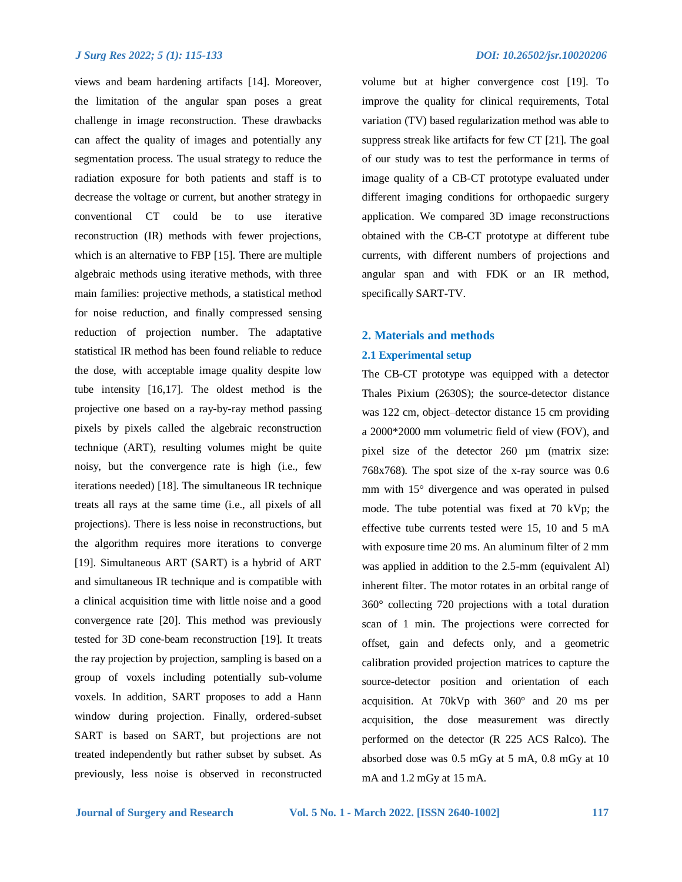views and beam hardening artifacts [14]. Moreover, the limitation of the angular span poses a great challenge in image reconstruction. These drawbacks can affect the quality of images and potentially any segmentation process. The usual strategy to reduce the radiation exposure for both patients and staff is to decrease the voltage or current, but another strategy in conventional CT could be to use iterative reconstruction (IR) methods with fewer projections, which is an alternative to FBP [15]. There are multiple algebraic methods using iterative methods, with three main families: projective methods, a statistical method for noise reduction, and finally compressed sensing reduction of projection number. The adaptative statistical IR method has been found reliable to reduce the dose, with acceptable image quality despite low tube intensity [16,17]. The oldest method is the projective one based on a ray-by-ray method passing pixels by pixels called the algebraic reconstruction technique (ART), resulting volumes might be quite noisy, but the convergence rate is high (i.e., few iterations needed) [18]. The simultaneous IR technique treats all rays at the same time (i.e., all pixels of all projections). There is less noise in reconstructions, but the algorithm requires more iterations to converge [19]. Simultaneous ART (SART) is a hybrid of ART and simultaneous IR technique and is compatible with a clinical acquisition time with little noise and a good convergence rate [20]. This method was previously tested for 3D cone-beam reconstruction [19]. It treats the ray projection by projection, sampling is based on a group of voxels including potentially sub-volume voxels. In addition, SART proposes to add a Hann window during projection. Finally, ordered-subset SART is based on SART, but projections are not treated independently but rather subset by subset. As previously, less noise is observed in reconstructed volume but at higher convergence cost [19]. To improve the quality for clinical requirements, Total variation (TV) based regularization method was able to suppress streak like artifacts for few CT [21]. The goal of our study was to test the performance in terms of image quality of a CB-CT prototype evaluated under different imaging conditions for orthopaedic surgery application. We compared 3D image reconstructions obtained with the CB-CT prototype at different tube currents, with different numbers of projections and angular span and with FDK or an IR method, specifically SART-TV.

## 2. Materials and methods

### 2.1 Experimental setup

The CB-CT prototype was equipped with a detector Thales Pixium (2630S); the source-detector distance was 122 cm, object–detector distance 15 cm providing a 2000*2000 mm volumetric field of view (FOV), and pixel size of the detector 260 µm (matrix size: 768x768). The spot size of the x-ray source was 0.6 mm with 15° divergence and was operated in pulsed mode. The tube potential was fixed at 70 kVp; the effective tube currents tested were 15, 10 and 5 mA with exposure time 20 ms. An aluminum filter of 2 mm was applied in addition to the 2.5-mm (equivalent Al) inherent filter. The motor rotates in an orbital range of 360° collecting 720 projections with a total duration scan of 1 min. The projections were corrected for offset, gain and defects only, and a geometric calibration provided projection matrices to capture the source-detector position and orientation of each acquisition. At 70kVp with 360° and 20 ms per acquisition, the dose measurement was directly performed on the detector (R 225 ACS Ralco). The absorbed dose was 0.5 mGy at 5 mA, 0.8 mGy at 10 mA and 1.2 mGy at 15 mA.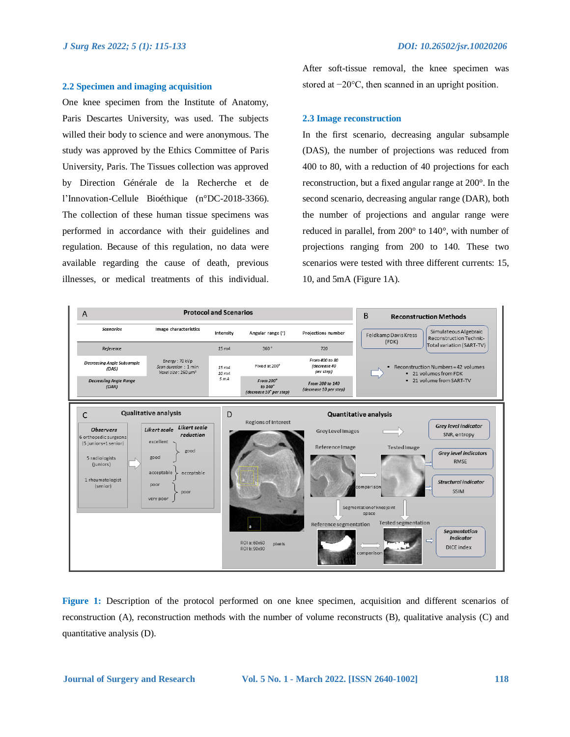### 2.2 Specimen and imaging acquisition

One knee specimen from the Institute of Anatomy, Paris Descartes University, was used. The subjects willed their body to science and were anonymous. The study was approved by the Ethics Committee of Paris University, Paris. The Tissues collection was approved by Direction Générale de la Recherche et de l'Innovation-Cellule Bioéthique (n°DC-2018-3366). The collection of these human tissue specimens was performed in accordance with their guidelines and regulation. Because of this regulation, no data were available regarding the cause of death, previous illnesses, or medical treatments of this individual. After soft-tissue removal, the knee specimen was stored at −20°C, then scanned in an upright position.

### 2.3 Image reconstruction

In the first scenario, decreasing angular subsample (DAS), the number of projections was reduced from 400 to 80, with a reduction of 40 projections for each reconstruction, but a fixed angular range at 200°. In the second scenario, decreasing angular range (DAR), both the number of projections and angular range were reduced in parallel, from 200° to 140°, with number of projections ranging from 200 to 140. These two scenarios were tested with three different currents: 15, 10, and 5mA (Figure 1A).

**Figure 1:** Description of the protocol performed on one knee specimen, acquisition and different scenarios of reconstruction (A), reconstruction methods with the number of volume reconstructs (B), qualitative analysis (C) and quantitative analysis (D).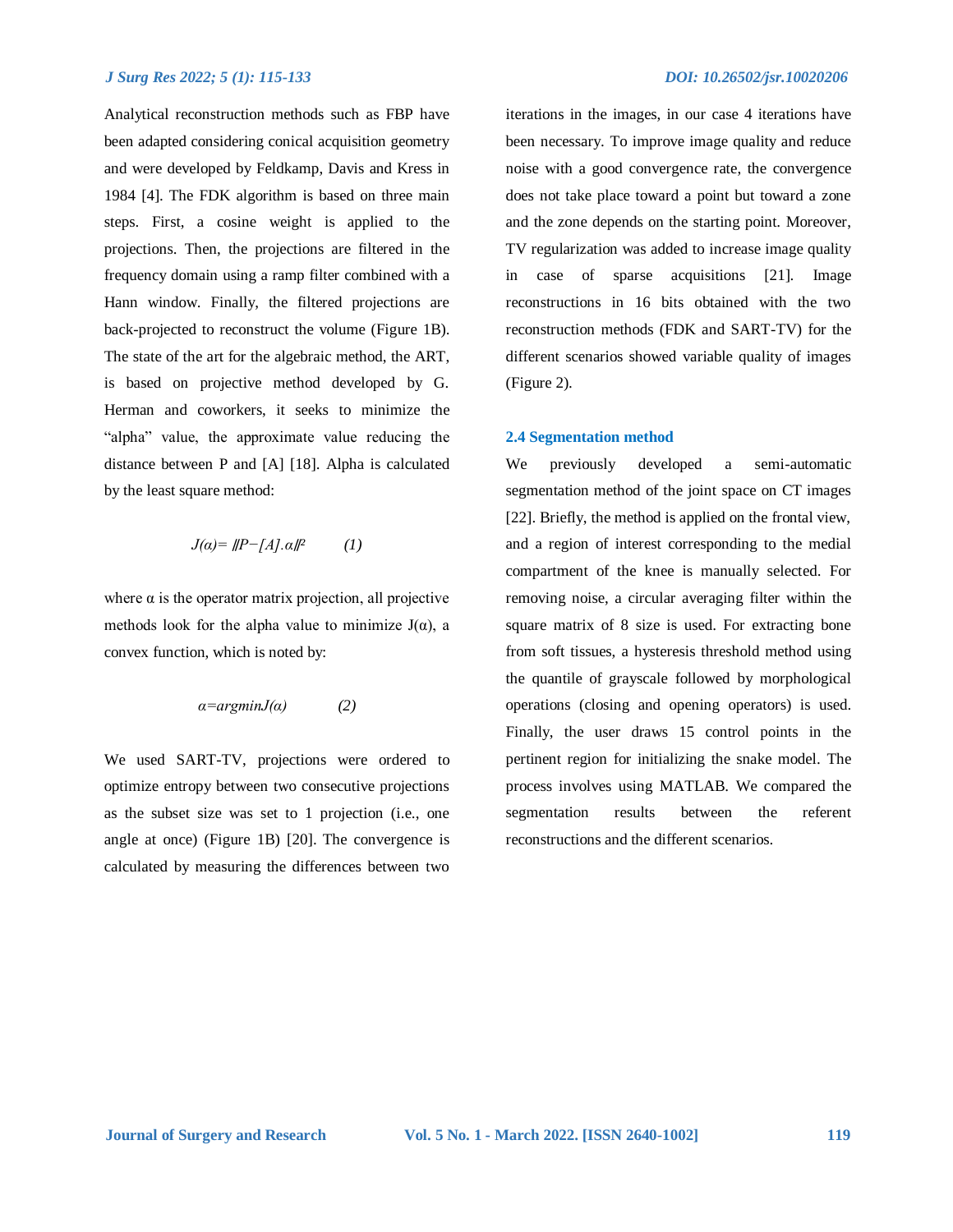Analytical reconstruction methods such as FBP have been adapted considering conical acquisition geometry and were developed by Feldkamp, Davis and Kress in 1984 [4]. The FDK algorithm is based on three main steps. First, a cosine weight is applied to the projections. Then, the projections are filtered in the frequency domain using a ramp filter combined with a Hann window. Finally, the filtered projections are back-projected to reconstruct the volume (Figure 1B). The state of the art for the algebraic method, the ART, is based on projective method developed by G. Herman and coworkers, it seeks to minimize the "alpha" value, the approximate value reducing the distance between P and [A] [18]. Alpha is calculated by the least square method:

$$J(\alpha)= \|P-[A].\alpha\|^2 \qquad (1)$$

where α is the operator matrix projection, all projective methods look for the alpha value to minimize J(α), a convex function, which is noted by:

$$\alpha=\operatorname{argmin} J(\alpha) \qquad (2)$$

We used SART-TV, projections were ordered to optimize entropy between two consecutive projections as the subset size was set to 1 projection (i.e., one angle at once) (Figure 1B) [20]. The convergence is calculated by measuring the differences between two iterations in the images, in our case 4 iterations have been necessary. To improve image quality and reduce noise with a good convergence rate, the convergence does not take place toward a point but toward a zone and the zone depends on the starting point. Moreover, TV regularization was added to increase image quality in case of sparse acquisitions [21]. Image reconstructions in 16 bits obtained with the two reconstruction methods (FDK and SART-TV) for the different scenarios showed variable quality of images (Figure 2).

### 2.4 Segmentation method

We previously developed a semi-automatic segmentation method of the joint space on CT images [22]. Briefly, the method is applied on the frontal view, and a region of interest corresponding to the medial compartment of the knee is manually selected. For removing noise, a circular averaging filter within the square matrix of 8 size is used. For extracting bone from soft tissues, a hysteresis threshold method using the quantile of grayscale followed by morphological operations (closing and opening operators) is used. Finally, the user draws 15 control points in the pertinent region for initializing the snake model. The process involves using MATLAB. We compared the segmentation results between the referent reconstructions and the different scenarios.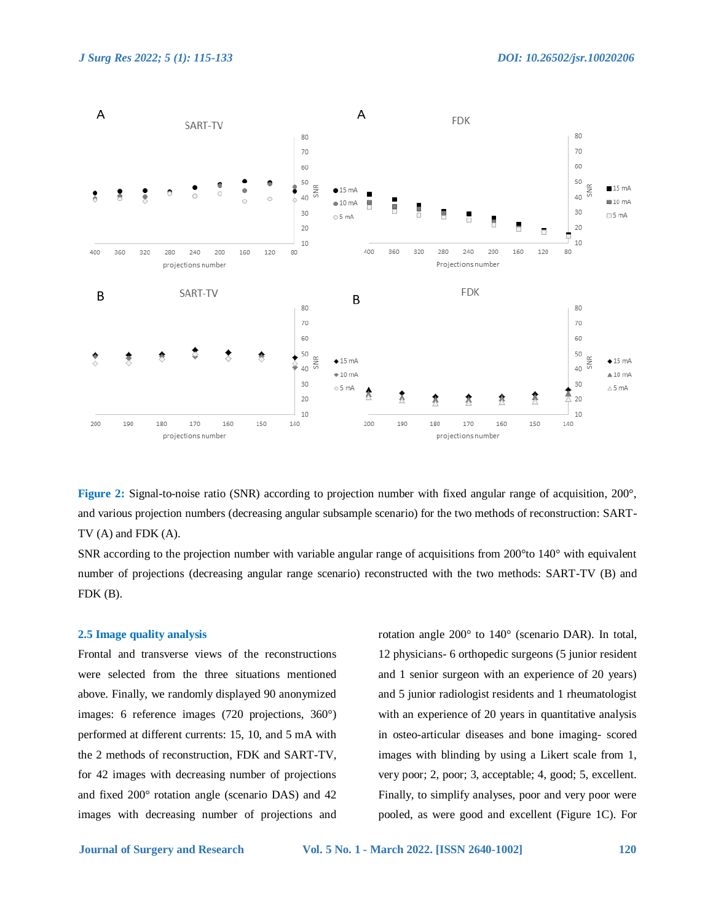A

SART-TV

80
70
60
50
40
30
20
10

SNR

● 15 mA
● 10 mA
○ 5 mA

400 360 320 280 240 200 160 120 80

projections number

A

FDK

80
70
60
50
40
30
20
10

SNR

■ 15 mA
■ 10 mA
□ 5 mA

400 360 320 280 240 200 160 120 80

Projections number

B

SART-TV

80
70
60
50
40
30
20
10

SNR

◆ 15 mA
◆ 10 mA
◇ 5 mA

200 190 180 170 160 150 140

projections number

B

FDK

80
70
60
50
40
30
20
10

SNR

◆ 15 mA
▲ 10 mA
△ 5 mA

200 190 180 170 160 150 140

projections number

**Figure 2:** Signal-to-noise ratio (SNR) according to projection number with fixed angular range of acquisition, 200°, and various projection numbers (decreasing angular subsample scenario) for the two methods of reconstruction: SART-TV (A) and FDK (A).

SNR according to the projection number with variable angular range of acquisitions from 200°to 140° with equivalent number of projections (decreasing angular range scenario) reconstructed with the two methods: SART-TV (B) and FDK (B).

### 2.5 Image quality analysis

Frontal and transverse views of the reconstructions were selected from the three situations mentioned above. Finally, we randomly displayed 90 anonymized images: 6 reference images (720 projections, 360°) performed at different currents: 15, 10, and 5 mA with the 2 methods of reconstruction, FDK and SART-TV, for 42 images with decreasing number of projections and fixed 200° rotation angle (scenario DAS) and 42 images with decreasing number of projections and rotation angle 200° to 140° (scenario DAR). In total, 12 physicians- 6 orthopedic surgeons (5 junior resident and 1 senior surgeon with an experience of 20 years) and 5 junior radiologist residents and 1 rheumatologist with an experience of 20 years in quantitative analysis in osteo-articular diseases and bone imaging- scored images with blinding by using a Likert scale from 1, very poor; 2, poor; 3, acceptable; 4, good; 5, excellent. Finally, to simplify analyses, poor and very poor were pooled, as were good and excellent (Figure 1C). For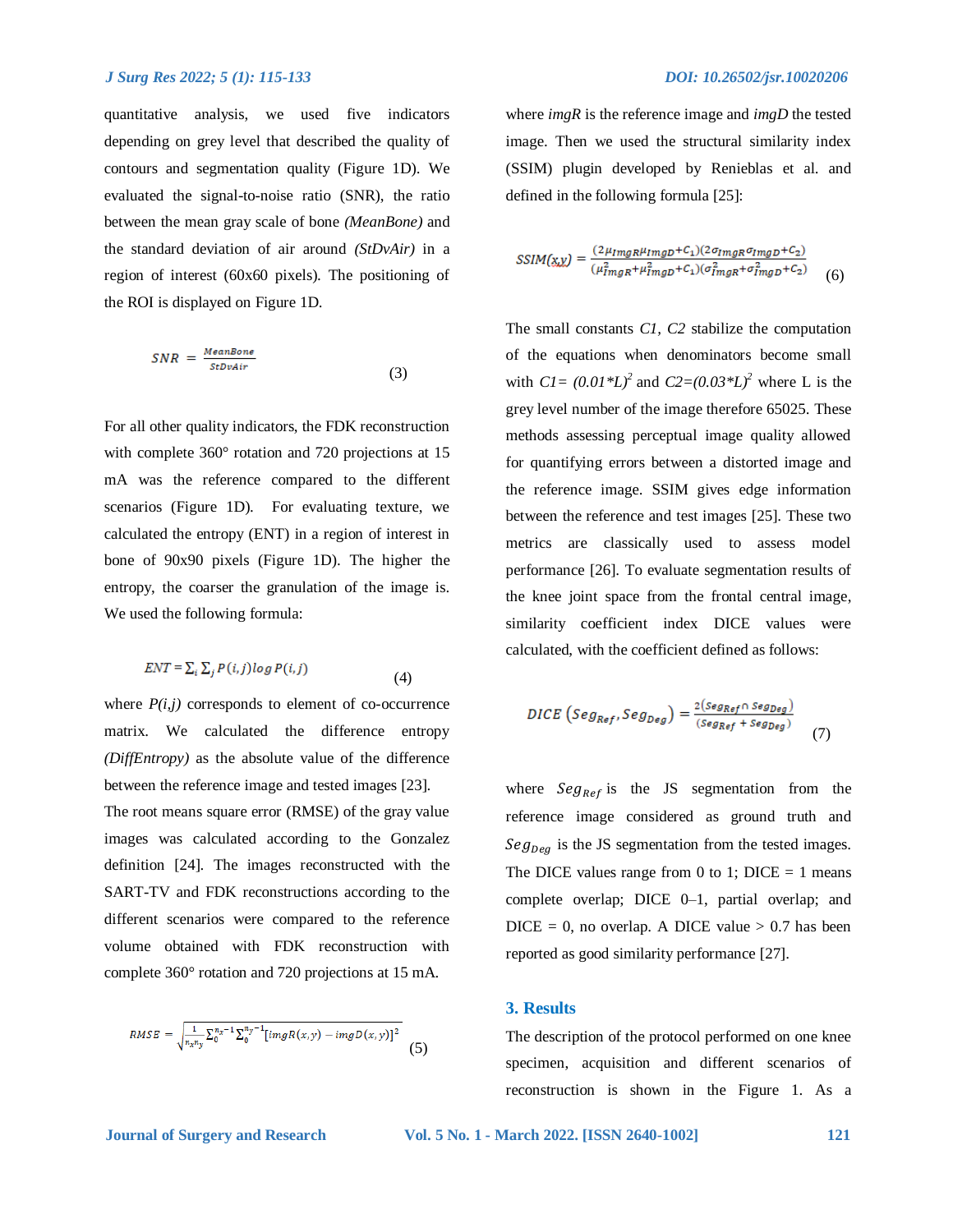quantitative analysis, we used five indicators depending on grey level that described the quality of contours and segmentation quality (Figure 1D). We evaluated the signal-to-noise ratio (SNR), the ratio between the mean gray scale of bone *(MeanBone)* and the standard deviation of air around *(StDvAir)* in a region of interest (60x60 pixels). The positioning of the ROI is displayed on Figure 1D.

$$SNR = \frac{MeanBone}{StDvAir} \quad (3)$$

For all other quality indicators, the FDK reconstruction with complete 360° rotation and 720 projections at 15 mA was the reference compared to the different scenarios (Figure 1D). For evaluating texture, we calculated the entropy (ENT) in a region of interest in bone of 90x90 pixels (Figure 1D). The higher the entropy, the coarser the granulation of the image is. We used the following formula:

$$ENT = \sum_i \sum_j P(i,j) \log P(i,j) \quad (4)$$

where *P(i,j)* corresponds to element of co-occurrence matrix. We calculated the difference entropy *(DiffEntropy)* as the absolute value of the difference between the reference image and tested images [23].

The root means square error (RMSE) of the gray value images was calculated according to the Gonzalez definition [24]. The images reconstructed with the SART-TV and FDK reconstructions according to the different scenarios were compared to the reference volume obtained with FDK reconstruction with complete 360° rotation and 720 projections at 15 mA.

$$RMSE = \sqrt{\frac{1}{n_x n_y} \sum_0^{n_x-1} \sum_0^{n_y-1} [imgR(x,y) - imgD(x,y)]^2} \quad (5)$$

where *imgR* is the reference image and *imgD* the tested image. Then we used the structural similarity index (SSIM) plugin developed by Renieblas et al. and defined in the following formula [25]:

$$SSIM(x,y) = \frac{(2\mu_{ImgR}\mu_{ImgD} + C_1)(2\sigma_{ImgR}\sigma_{ImgD} + C_2)}{(\mu_{ImgR}^2 + \mu_{ImgD}^2 + C_1)(\sigma_{ImgR}^2 + \sigma_{ImgD}^2 + C_2)} \quad (6)$$

The small constants $C1$, $C2$ stabilize the computation of the equations when denominators become small with $C1 = (0.01*L)^2$ and $C2 = (0.03*L)^2$ where L is the grey level number of the image therefore 65025. These methods assessing perceptual image quality allowed for quantifying errors between a distorted image and the reference image. SSIM gives edge information between the reference and test images [25]. These two metrics are classically used to assess model performance [26]. To evaluate segmentation results of the knee joint space from the frontal central image, similarity coefficient index DICE values were calculated, with the coefficient defined as follows:

$$DICE\left(Seg_{Ref}, Seg_{Deg}\right) = \frac{2\left(Seg_{Ref} \cap Seg_{Deg}\right)}{\left(Seg_{Ref} + Seg_{Deg}\right)} \quad (7)$$

where $Seg_{Ref}$ is the JS segmentation from the reference image considered as ground truth and $Seg_{Deg}$ is the JS segmentation from the tested images. The DICE values range from 0 to 1; DICE = 1 means complete overlap; DICE 0–1, partial overlap; and DICE = 0, no overlap. A DICE value > 0.7 has been reported as good similarity performance [27].

## 3. Results

The description of the protocol performed on one knee specimen, acquisition and different scenarios of reconstruction is shown in the Figure 1. As a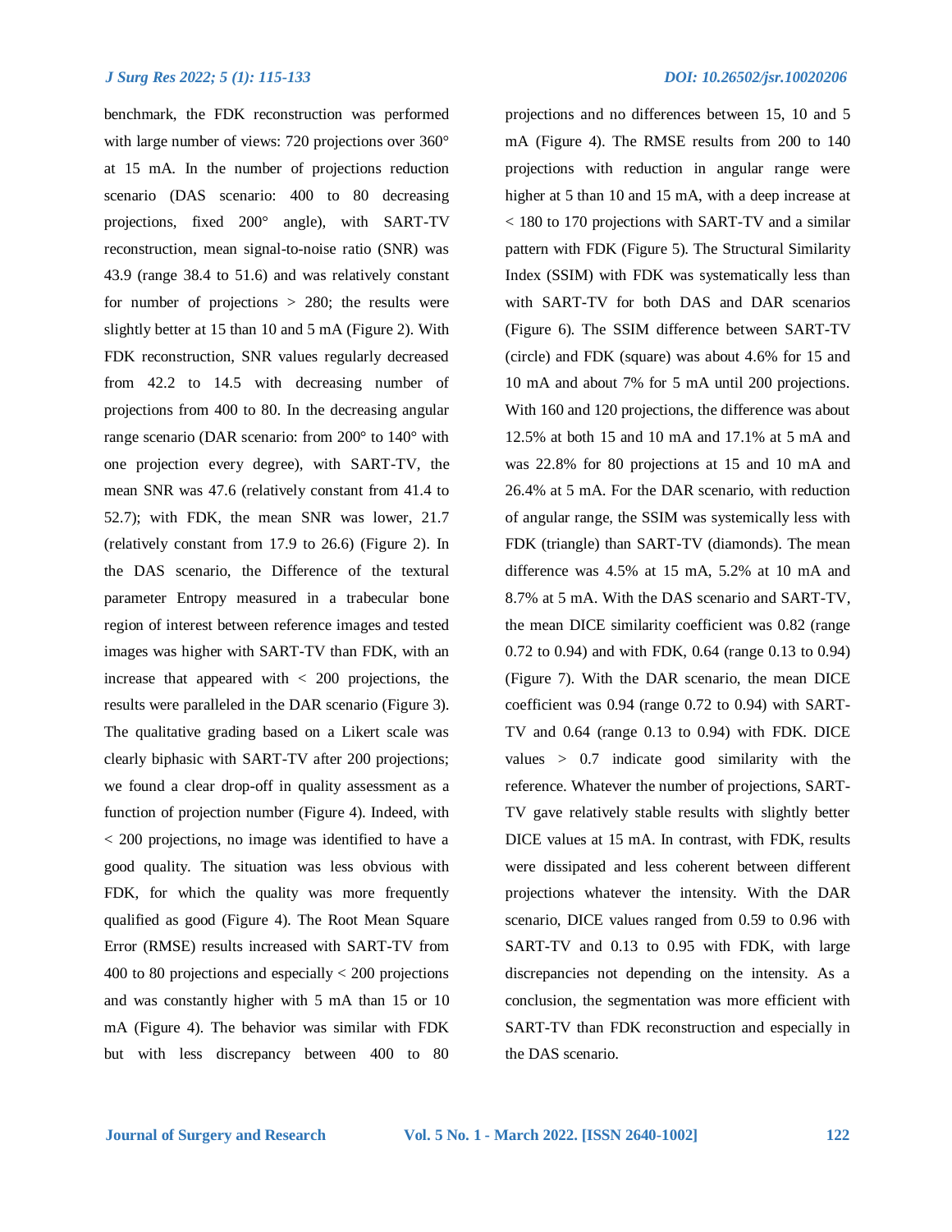benchmark, the FDK reconstruction was performed with large number of views: 720 projections over 360° at 15 mA. In the number of projections reduction scenario (DAS scenario: 400 to 80 decreasing projections, fixed 200° angle), with SART-TV reconstruction, mean signal-to-noise ratio (SNR) was 43.9 (range 38.4 to 51.6) and was relatively constant for number of projections > 280; the results were slightly better at 15 than 10 and 5 mA (Figure 2). With FDK reconstruction, SNR values regularly decreased from 42.2 to 14.5 with decreasing number of projections from 400 to 80. In the decreasing angular range scenario (DAR scenario: from 200° to 140° with one projection every degree), with SART-TV, the mean SNR was 47.6 (relatively constant from 41.4 to 52.7); with FDK, the mean SNR was lower, 21.7 (relatively constant from 17.9 to 26.6) (Figure 2). In the DAS scenario, the Difference of the textural parameter Entropy measured in a trabecular bone region of interest between reference images and tested images was higher with SART-TV than FDK, with an increase that appeared with < 200 projections, the results were paralleled in the DAR scenario (Figure 3). The qualitative grading based on a Likert scale was clearly biphasic with SART-TV after 200 projections; we found a clear drop-off in quality assessment as a function of projection number (Figure 4). Indeed, with < 200 projections, no image was identified to have a good quality. The situation was less obvious with FDK, for which the quality was more frequently qualified as good (Figure 4). The Root Mean Square Error (RMSE) results increased with SART-TV from 400 to 80 projections and especially < 200 projections and was constantly higher with 5 mA than 15 or 10 mA (Figure 4). The behavior was similar with FDK but with less discrepancy between 400 to 80 projections and no differences between 15, 10 and 5 mA (Figure 4). The RMSE results from 200 to 140 projections with reduction in angular range were higher at 5 than 10 and 15 mA, with a deep increase at < 180 to 170 projections with SART-TV and a similar pattern with FDK (Figure 5). The Structural Similarity Index (SSIM) with FDK was systematically less than with SART-TV for both DAS and DAR scenarios (Figure 6). The SSIM difference between SART-TV (circle) and FDK (square) was about 4.6% for 15 and 10 mA and about 7% for 5 mA until 200 projections. With 160 and 120 projections, the difference was about 12.5% at both 15 and 10 mA and 17.1% at 5 mA and was 22.8% for 80 projections at 15 and 10 mA and 26.4% at 5 mA. For the DAR scenario, with reduction of angular range, the SSIM was systemically less with FDK (triangle) than SART-TV (diamonds). The mean difference was 4.5% at 15 mA, 5.2% at 10 mA and 8.7% at 5 mA. With the DAS scenario and SART-TV, the mean DICE similarity coefficient was 0.82 (range 0.72 to 0.94) and with FDK, 0.64 (range 0.13 to 0.94) (Figure 7). With the DAR scenario, the mean DICE coefficient was 0.94 (range 0.72 to 0.94) with SART-TV and 0.64 (range 0.13 to 0.94) with FDK. DICE values > 0.7 indicate good similarity with the reference. Whatever the number of projections, SART-TV gave relatively stable results with slightly better DICE values at 15 mA. In contrast, with FDK, results were dissipated and less coherent between different projections whatever the intensity. With the DAR scenario, DICE values ranged from 0.59 to 0.96 with SART-TV and 0.13 to 0.95 with FDK, with large discrepancies not depending on the intensity. As a conclusion, the segmentation was more efficient with SART-TV than FDK reconstruction and especially in the DAS scenario.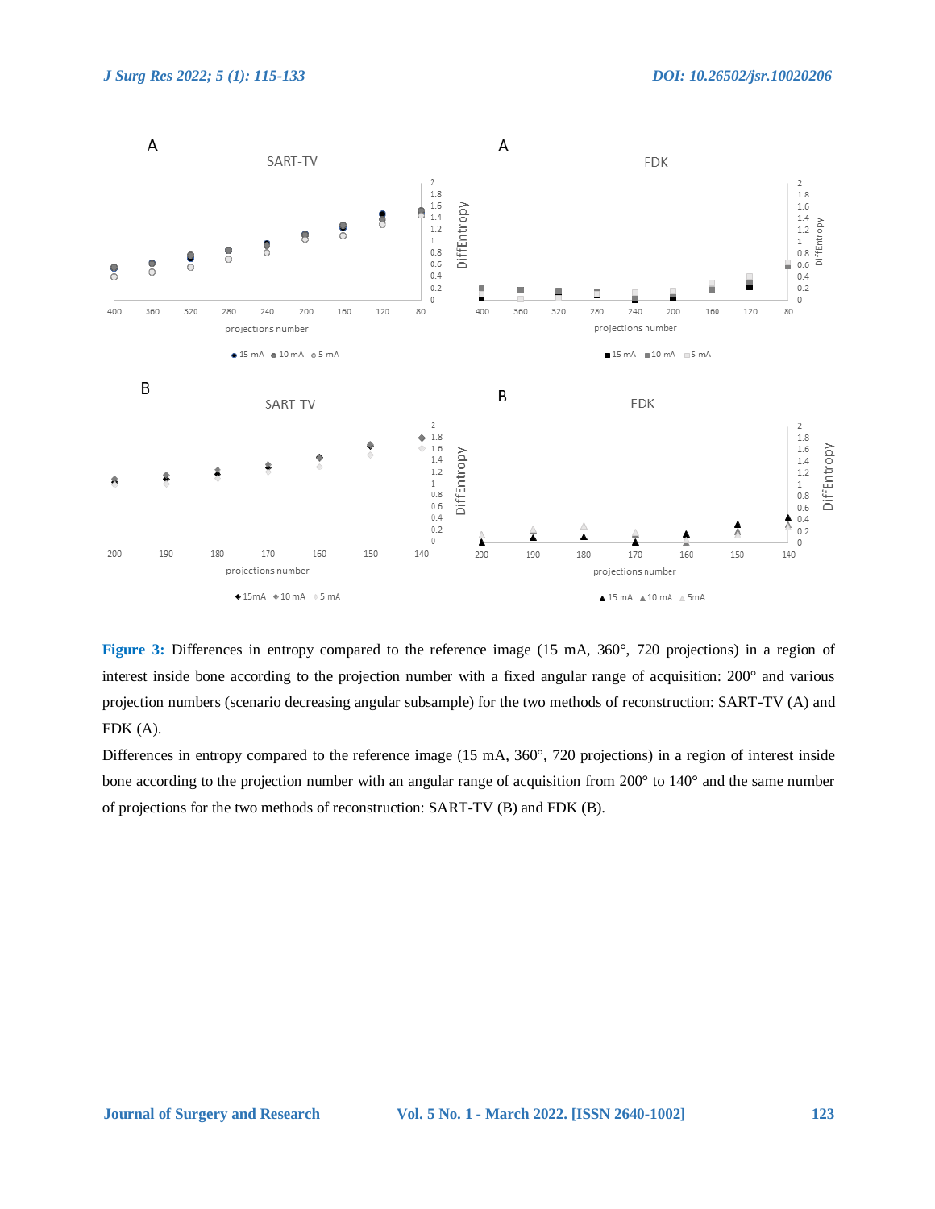**Figure 3:** Differences in entropy compared to the reference image (15 mA, 360°, 720 projections) in a region of interest inside bone according to the projection number with a fixed angular range of acquisition: 200° and various projection numbers (scenario decreasing angular subsample) for the two methods of reconstruction: SART-TV (A) and FDK (A).

Differences in entropy compared to the reference image (15 mA, 360°, 720 projections) in a region of interest inside bone according to the projection number with an angular range of acquisition from 200° to 140° and the same number of projections for the two methods of reconstruction: SART-TV (B) and FDK (B).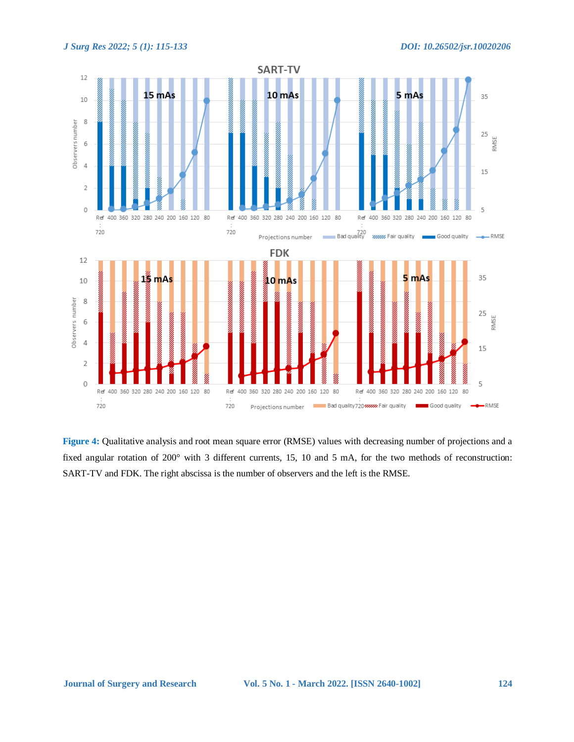SART-TV

15 mAs

10 mAs

5 mAs

Observers number

RMSE

Ref : 720 400 360 320 280 240 200 160 120 80

Projections number

Bad quality

Fair quality

Good quality

RMSE

FDK

15 mAs

10 mAs

5 mAs

Observers number

RMSE

Ref : 720 400 360 320 280 240 200 160 120 80

Projections number

Bad quality

Fair quality

Good quality

RMSE

**Figure 4:** Qualitative analysis and root mean square error (RMSE) values with decreasing number of projections and a fixed angular rotation of 200° with 3 different currents, 15, 10 and 5 mA, for the two methods of reconstruction: SART-TV and FDK. The right abscissa is the number of observers and the left is the RMSE.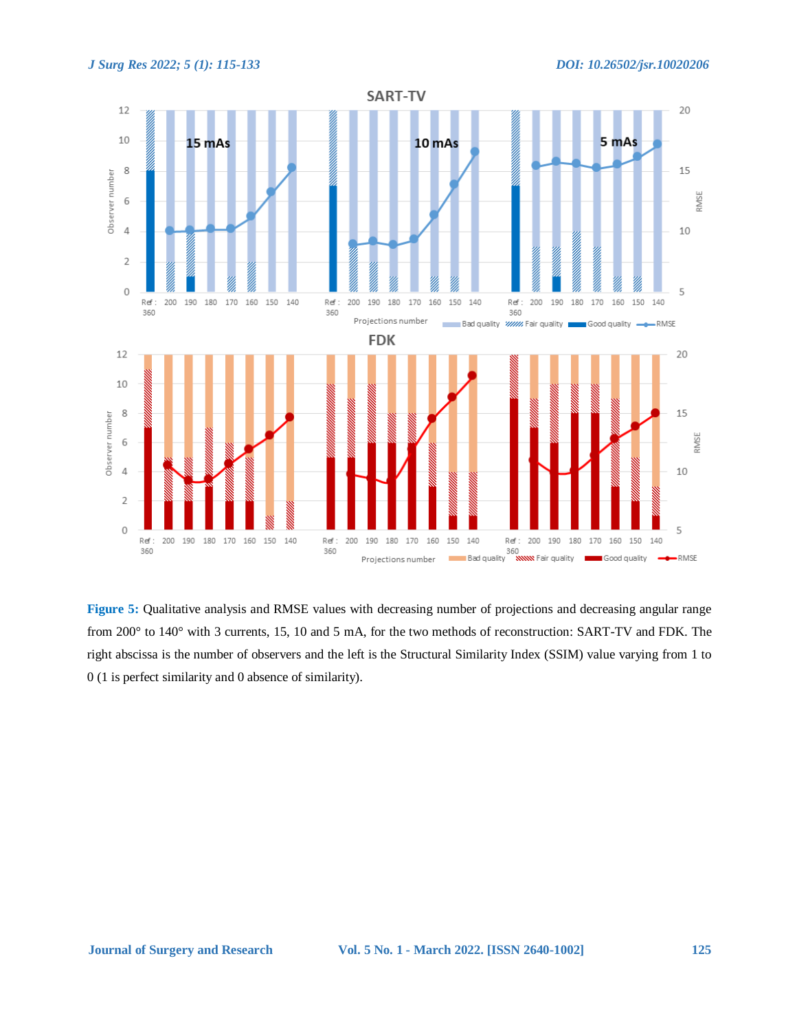SART-TV

15 mAs

10 mAs

5 mAs

Observer number

RMSE

12
10
8
6
4
2
0

20
15
10
5

Ref : 360 200 190 180 170 160 150 140 Ref : 360 200 190 180 170 160 150 140 Ref : 360 200 190 180 170 160 150 140

Projections number

Bad quality
Fair quality
Good quality
RMSE

FDK

Observer number

RMSE

12
10
8
6
4
2
0

20
15
10
5

Ref : 360 200 190 180 170 160 150 140 Ref : 360 200 190 180 170 160 150 140 Ref : 360 200 190 180 170 160 150 140

Projections number

Bad quality
Fair quality
Good quality
RMSE

**Figure 5:** Qualitative analysis and RMSE values with decreasing number of projections and decreasing angular range from 200° to 140° with 3 currents, 15, 10 and 5 mA, for the two methods of reconstruction: SART-TV and FDK. The right abscissa is the number of observers and the left is the Structural Similarity Index (SSIM) value varying from 1 to 0 (1 is perfect similarity and 0 absence of similarity).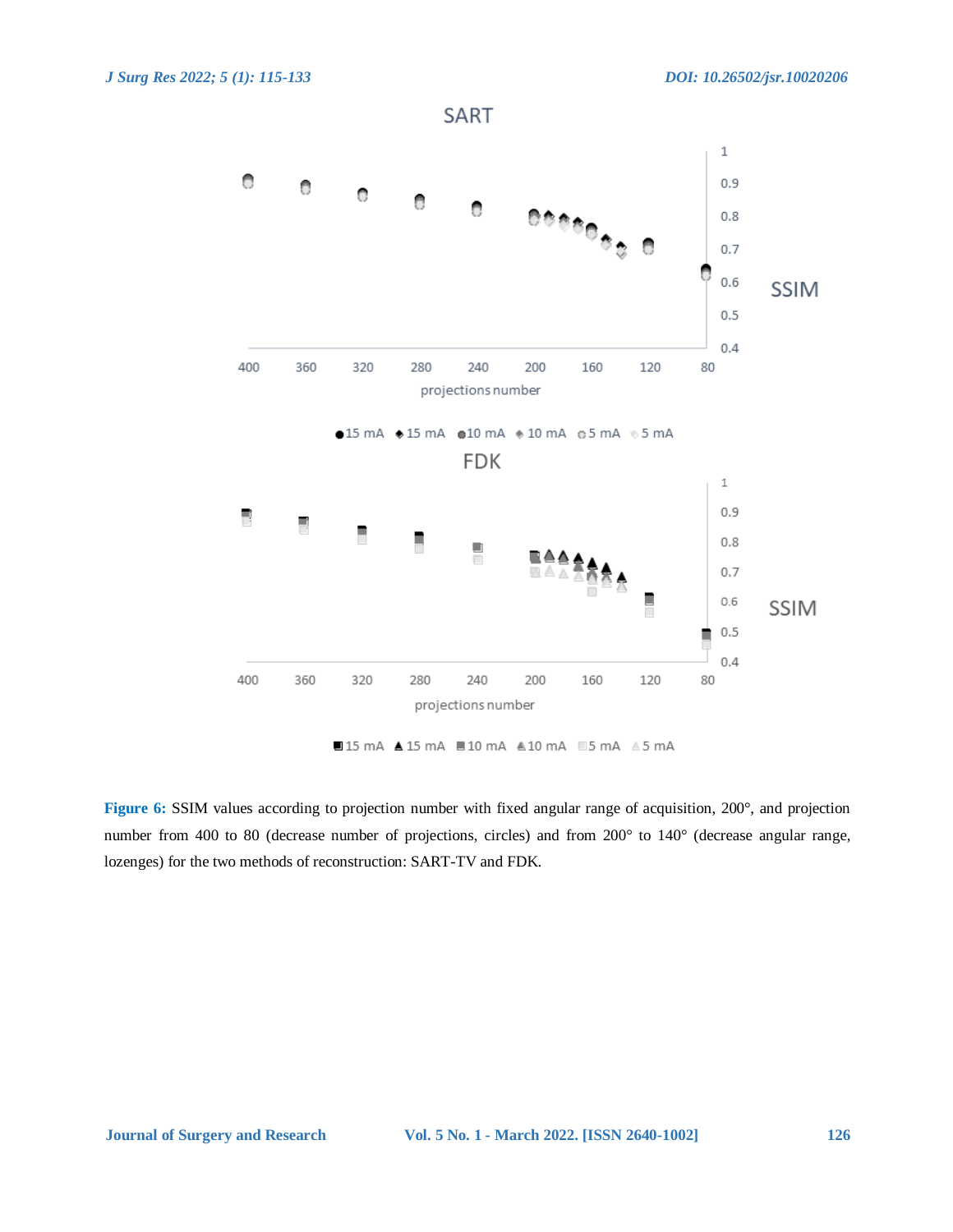Figure 6: SSIM values according to projection number with fixed angular range of acquisition, 200°, and projection number from 400 to 80 (decrease number of projections, circles) and from 200° to 140° (decrease angular range, lozenges) for the two methods of reconstruction: SART-TV and FDK.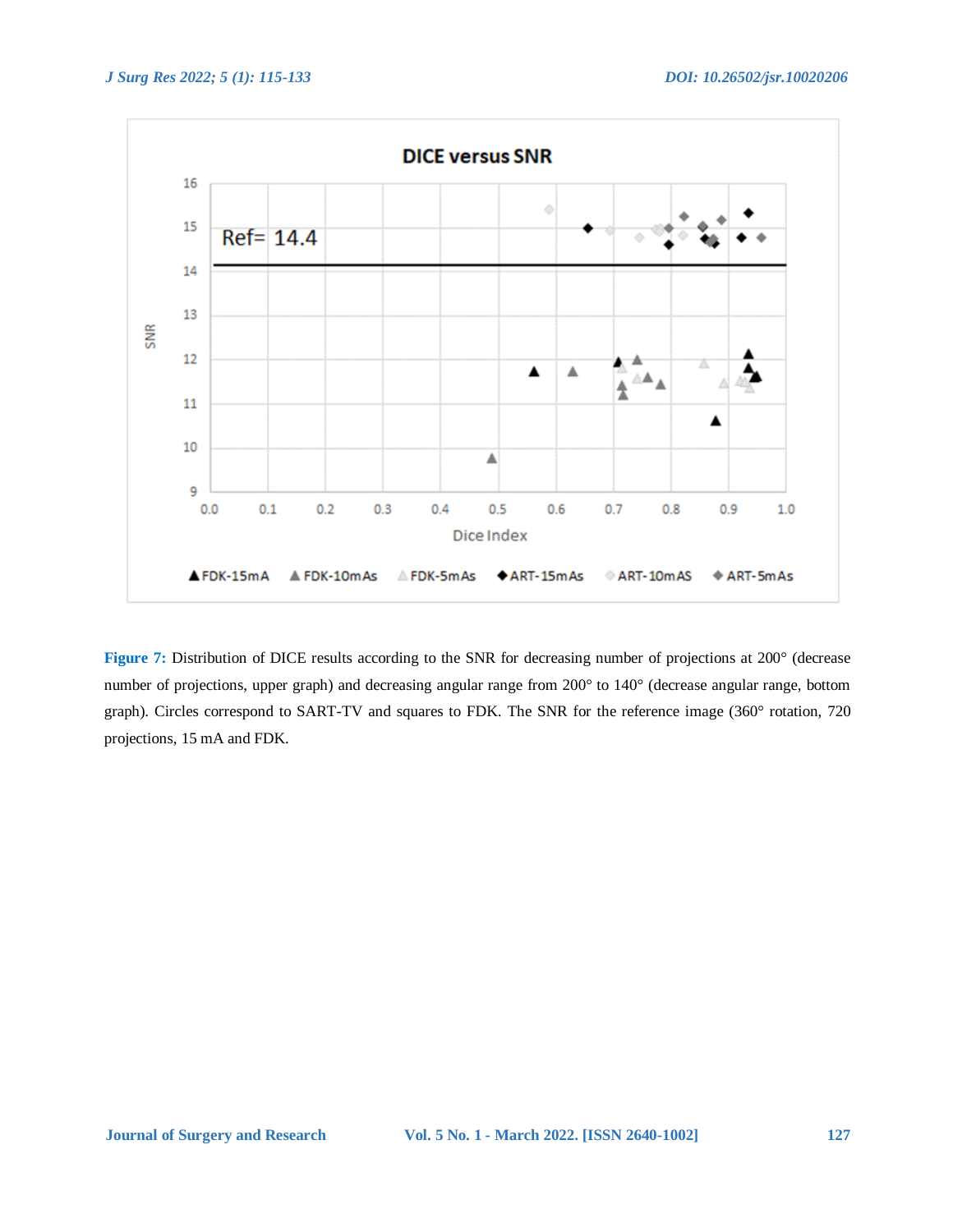DICE versus SNR

Ref= 14.4

SNR

16
15
14
13
12
11
10
9

0.0 0.1 0.2 0.3 0.4 0.5 0.6 0.7 0.8 0.9 1.0

Dice Index

▲FDK-15mA ▲FDK-10mAs ▲FDK-5mAs ◆ART-15mAs ◆ART-10mAS ◆ART-5mAs

**Figure 7:** Distribution of DICE results according to the SNR for decreasing number of projections at 200° (decrease number of projections, upper graph) and decreasing angular range from 200° to 140° (decrease angular range, bottom graph). Circles correspond to SART-TV and squares to FDK. The SNR for the reference image (360° rotation, 720 projections, 15 mA and FDK.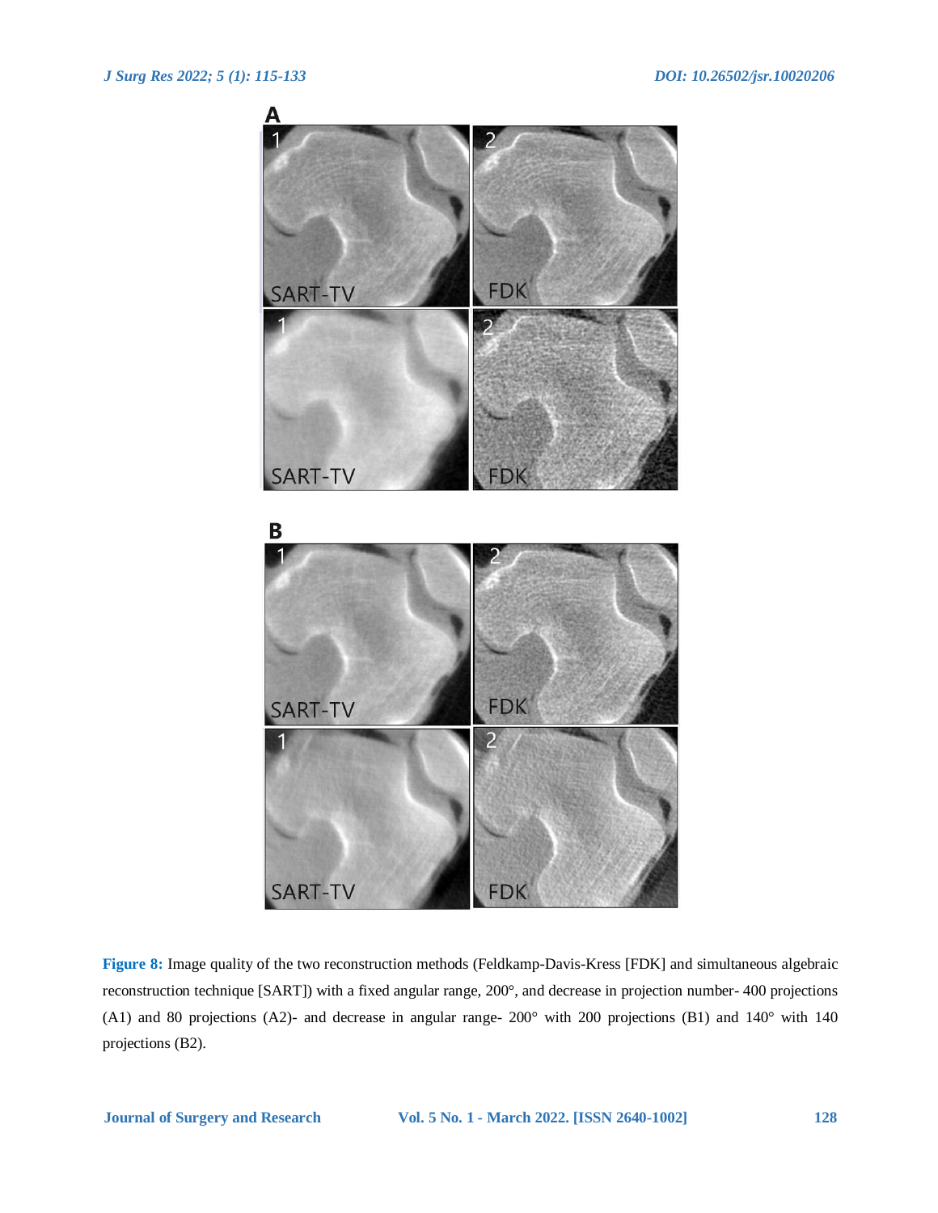A

1 SART-TV

2 FDK

1 SART-TV

2 FDK

B

1 SART-TV

2 FDK

1 SART-TV

2 FDK

**Figure 8:** Image quality of the two reconstruction methods (Feldkamp-Davis-Kress [FDK] and simultaneous algebraic reconstruction technique [SART]) with a fixed angular range, 200°, and decrease in projection number- 400 projections (A1) and 80 projections (A2)- and decrease in angular range- 200° with 200 projections (B1) and 140° with 140 projections (B2).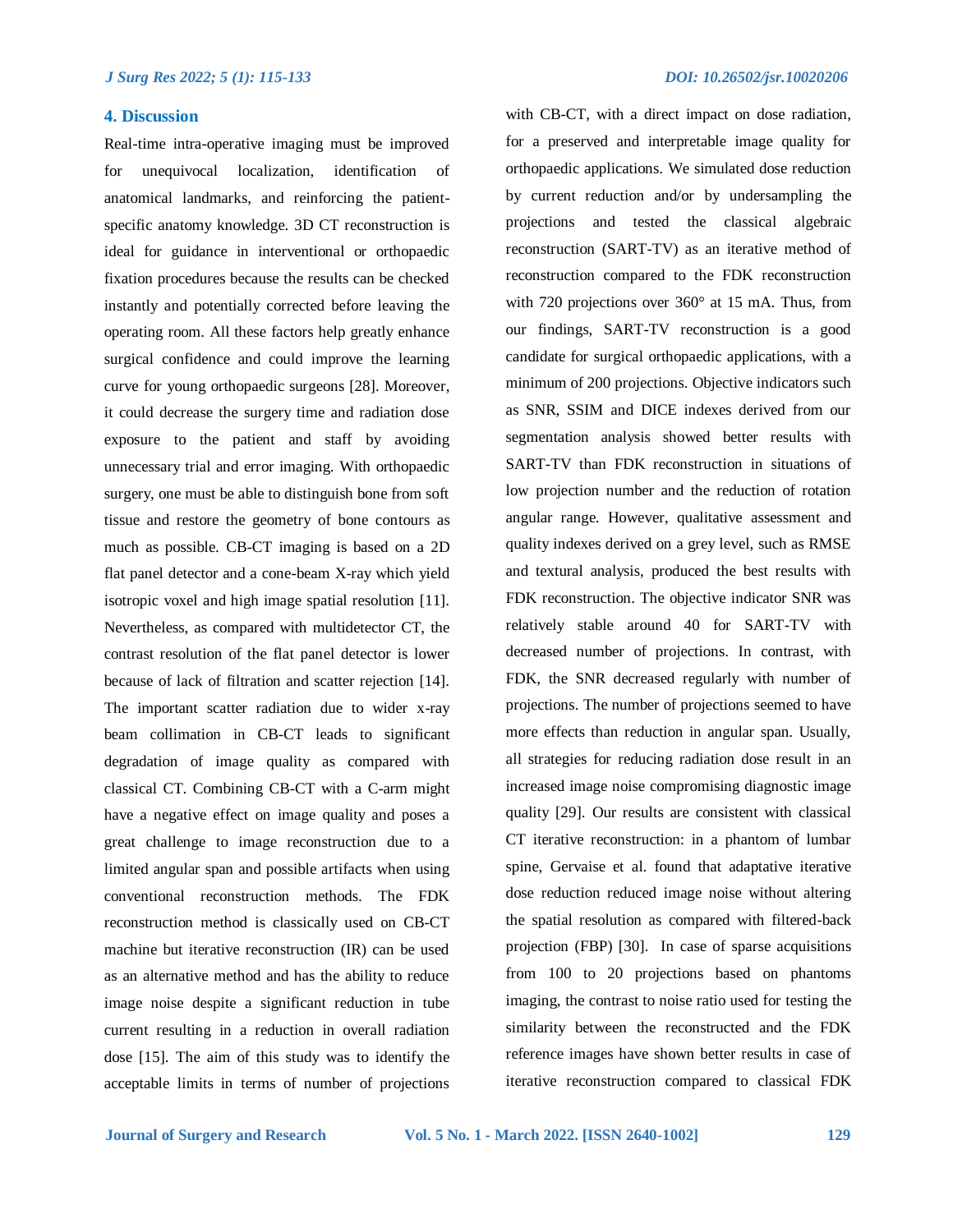## 4. Discussion

Real-time intra-operative imaging must be improved for unequivocal localization, identification of anatomical landmarks, and reinforcing the patient-specific anatomy knowledge. 3D CT reconstruction is ideal for guidance in interventional or orthopaedic fixation procedures because the results can be checked instantly and potentially corrected before leaving the operating room. All these factors help greatly enhance surgical confidence and could improve the learning curve for young orthopaedic surgeons [28]. Moreover, it could decrease the surgery time and radiation dose exposure to the patient and staff by avoiding unnecessary trial and error imaging. With orthopaedic surgery, one must be able to distinguish bone from soft tissue and restore the geometry of bone contours as much as possible. CB-CT imaging is based on a 2D flat panel detector and a cone-beam X-ray which yield isotropic voxel and high image spatial resolution [11]. Nevertheless, as compared with multidetector CT, the contrast resolution of the flat panel detector is lower because of lack of filtration and scatter rejection [14]. The important scatter radiation due to wider x-ray beam collimation in CB-CT leads to significant degradation of image quality as compared with classical CT. Combining CB-CT with a C-arm might have a negative effect on image quality and poses a great challenge to image reconstruction due to a limited angular span and possible artifacts when using conventional reconstruction methods. The FDK reconstruction method is classically used on CB-CT machine but iterative reconstruction (IR) can be used as an alternative method and has the ability to reduce image noise despite a significant reduction in tube current resulting in a reduction in overall radiation dose [15]. The aim of this study was to identify the acceptable limits in terms of number of projections with CB-CT, with a direct impact on dose radiation, for a preserved and interpretable image quality for orthopaedic applications. We simulated dose reduction by current reduction and/or by undersampling the projections and tested the classical algebraic reconstruction (SART-TV) as an iterative method of reconstruction compared to the FDK reconstruction with 720 projections over 360° at 15 mA. Thus, from our findings, SART-TV reconstruction is a good candidate for surgical orthopaedic applications, with a minimum of 200 projections. Objective indicators such as SNR, SSIM and DICE indexes derived from our segmentation analysis showed better results with SART-TV than FDK reconstruction in situations of low projection number and the reduction of rotation angular range. However, qualitative assessment and quality indexes derived on a grey level, such as RMSE and textural analysis, produced the best results with FDK reconstruction. The objective indicator SNR was relatively stable around 40 for SART-TV with decreased number of projections. In contrast, with FDK, the SNR decreased regularly with number of projections. The number of projections seemed to have more effects than reduction in angular span. Usually, all strategies for reducing radiation dose result in an increased image noise compromising diagnostic image quality [29]. Our results are consistent with classical CT iterative reconstruction: in a phantom of lumbar spine, Gervaise et al. found that adaptative iterative dose reduction reduced image noise without altering the spatial resolution as compared with filtered-back projection (FBP) [30]. In case of sparse acquisitions from 100 to 20 projections based on phantoms imaging, the contrast to noise ratio used for testing the similarity between the reconstructed and the FDK reference images have shown better results in case of iterative reconstruction compared to classical FDK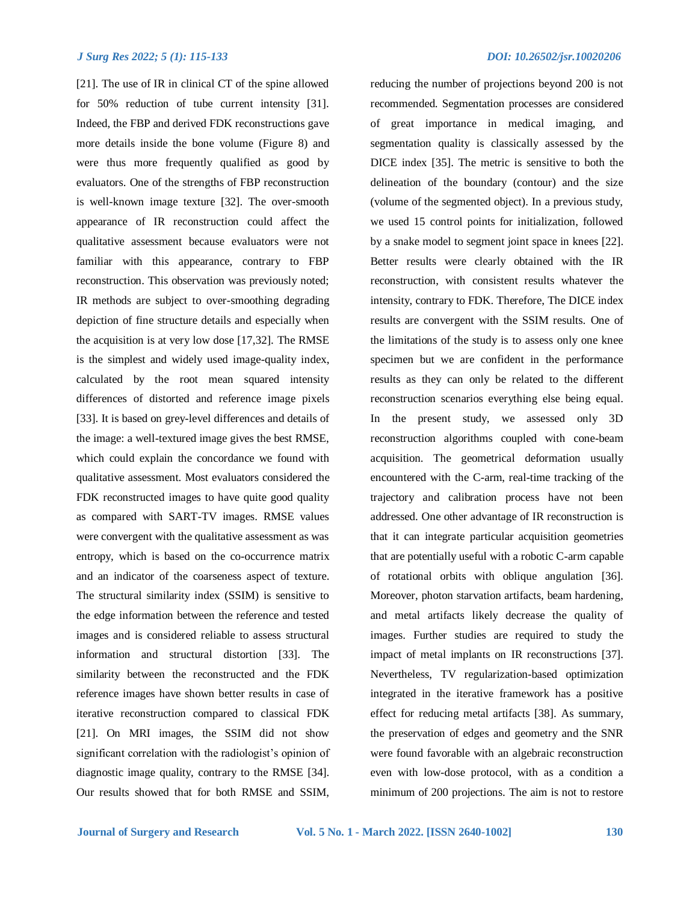[21]. The use of IR in clinical CT of the spine allowed for 50% reduction of tube current intensity [31]. Indeed, the FBP and derived FDK reconstructions gave more details inside the bone volume (Figure 8) and were thus more frequently qualified as good by evaluators. One of the strengths of FBP reconstruction is well-known image texture [32]. The over-smooth appearance of IR reconstruction could affect the qualitative assessment because evaluators were not familiar with this appearance, contrary to FBP reconstruction. This observation was previously noted; IR methods are subject to over-smoothing degrading depiction of fine structure details and especially when the acquisition is at very low dose [17,32]. The RMSE is the simplest and widely used image-quality index, calculated by the root mean squared intensity differences of distorted and reference image pixels [33]. It is based on grey-level differences and details of the image: a well-textured image gives the best RMSE, which could explain the concordance we found with qualitative assessment. Most evaluators considered the FDK reconstructed images to have quite good quality as compared with SART-TV images. RMSE values were convergent with the qualitative assessment as was entropy, which is based on the co-occurrence matrix and an indicator of the coarseness aspect of texture. The structural similarity index (SSIM) is sensitive to the edge information between the reference and tested images and is considered reliable to assess structural information and structural distortion [33]. The similarity between the reconstructed and the FDK reference images have shown better results in case of iterative reconstruction compared to classical FDK [21]. On MRI images, the SSIM did not show significant correlation with the radiologist's opinion of diagnostic image quality, contrary to the RMSE [34]. Our results showed that for both RMSE and SSIM, reducing the number of projections beyond 200 is not recommended. Segmentation processes are considered of great importance in medical imaging, and segmentation quality is classically assessed by the DICE index [35]. The metric is sensitive to both the delineation of the boundary (contour) and the size (volume of the segmented object). In a previous study, we used 15 control points for initialization, followed by a snake model to segment joint space in knees [22]. Better results were clearly obtained with the IR reconstruction, with consistent results whatever the intensity, contrary to FDK. Therefore, The DICE index results are convergent with the SSIM results. One of the limitations of the study is to assess only one knee specimen but we are confident in the performance results as they can only be related to the different reconstruction scenarios everything else being equal. In the present study, we assessed only 3D reconstruction algorithms coupled with cone-beam acquisition. The geometrical deformation usually encountered with the C-arm, real-time tracking of the trajectory and calibration process have not been addressed. One other advantage of IR reconstruction is that it can integrate particular acquisition geometries that are potentially useful with a robotic C-arm capable of rotational orbits with oblique angulation [36]. Moreover, photon starvation artifacts, beam hardening, and metal artifacts likely decrease the quality of images. Further studies are required to study the impact of metal implants on IR reconstructions [37]. Nevertheless, TV regularization-based optimization integrated in the iterative framework has a positive effect for reducing metal artifacts [38]. As summary, the preservation of edges and geometry and the SNR were found favorable with an algebraic reconstruction even with low-dose protocol, with as a condition a minimum of 200 projections. The aim is not to restore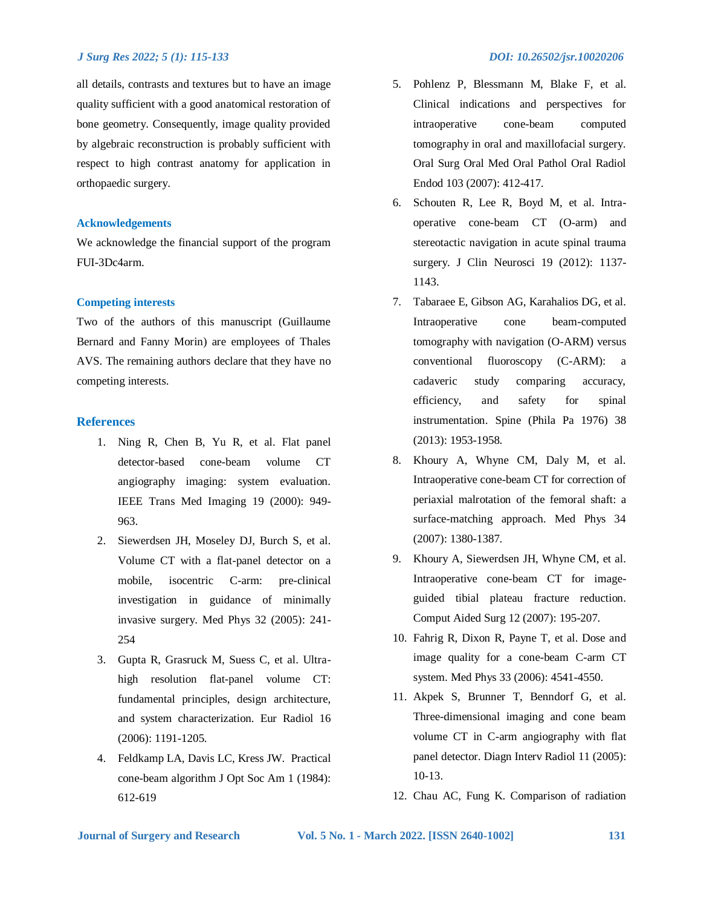all details, contrasts and textures but to have an image quality sufficient with a good anatomical restoration of bone geometry. Consequently, image quality provided by algebraic reconstruction is probably sufficient with respect to high contrast anatomy for application in orthopaedic surgery.

## Acknowledgements

We acknowledge the financial support of the program FUI-3Dc4arm.

## Competing interests

Two of the authors of this manuscript (Guillaume Bernard and Fanny Morin) are employees of Thales AVS. The remaining authors declare that they have no competing interests.

## References

1. Ning R, Chen B, Yu R, et al. Flat panel detector-based cone-beam volume CT angiography imaging: system evaluation. IEEE Trans Med Imaging 19 (2000): 949-963.
2. Siewerdsen JH, Moseley DJ, Burch S, et al. Volume CT with a flat-panel detector on a mobile, isocentric C-arm: pre-clinical investigation in guidance of minimally invasive surgery. Med Phys 32 (2005): 241-254
3. Gupta R, Grasruck M, Suess C, et al. Ultra-high resolution flat-panel volume CT: fundamental principles, design architecture, and system characterization. Eur Radiol 16 (2006): 1191-1205.
4. Feldkamp LA, Davis LC, Kress JW. Practical cone-beam algorithm J Opt Soc Am 1 (1984): 612-619
5. Pohlenz P, Blessmann M, Blake F, et al. Clinical indications and perspectives for intraoperative cone-beam computed tomography in oral and maxillofacial surgery. Oral Surg Oral Med Oral Pathol Oral Radiol Endod 103 (2007): 412-417.
6. Schouten R, Lee R, Boyd M, et al. Intra-operative cone-beam CT (O-arm) and stereotactic navigation in acute spinal trauma surgery. J Clin Neurosci 19 (2012): 1137-1143.
7. Tabaraee E, Gibson AG, Karahalios DG, et al. Intraoperative cone beam-computed tomography with navigation (O-ARM) versus conventional fluoroscopy (C-ARM): a cadaveric study comparing accuracy, efficiency, and safety for spinal instrumentation. Spine (Phila Pa 1976) 38 (2013): 1953-1958.
8. Khoury A, Whyne CM, Daly M, et al. Intraoperative cone-beam CT for correction of periaxial malrotation of the femoral shaft: a surface-matching approach. Med Phys 34 (2007): 1380-1387.
9. Khoury A, Siewerdsen JH, Whyne CM, et al. Intraoperative cone-beam CT for image-guided tibial plateau fracture reduction. Comput Aided Surg 12 (2007): 195-207.
10. Fahrig R, Dixon R, Payne T, et al. Dose and image quality for a cone-beam C-arm CT system. Med Phys 33 (2006): 4541-4550.
11. Akpek S, Brunner T, Benndorf G, et al. Three-dimensional imaging and cone beam volume CT in C-arm angiography with flat panel detector. Diagn Interv Radiol 11 (2005): 10-13.
12. Chau AC, Fung K. Comparison of radiation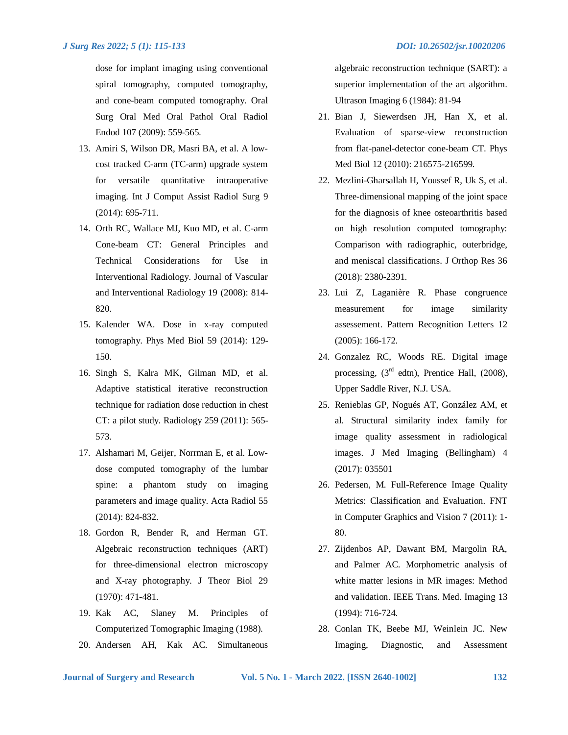dose for implant imaging using conventional spiral tomography, computed tomography, and cone-beam computed tomography. Oral Surg Oral Med Oral Pathol Oral Radiol Endod 107 (2009): 559-565.

13. Amiri S, Wilson DR, Masri BA, et al. A low-cost tracked C-arm (TC-arm) upgrade system for versatile quantitative intraoperative imaging. Int J Comput Assist Radiol Surg 9 (2014): 695-711.
14. Orth RC, Wallace MJ, Kuo MD, et al. C-arm Cone-beam CT: General Principles and Technical Considerations for Use in Interventional Radiology. Journal of Vascular and Interventional Radiology 19 (2008): 814-820.
15. Kalender WA. Dose in x-ray computed tomography. Phys Med Biol 59 (2014): 129-150.
16. Singh S, Kalra MK, Gilman MD, et al. Adaptive statistical iterative reconstruction technique for radiation dose reduction in chest CT: a pilot study. Radiology 259 (2011): 565-573.
17. Alshamari M, Geijer, Norrman E, et al. Low-dose computed tomography of the lumbar spine: a phantom study on imaging parameters and image quality. Acta Radiol 55 (2014): 824-832.
18. Gordon R, Bender R, and Herman GT. Algebraic reconstruction techniques (ART) for three-dimensional electron microscopy and X-ray photography. J Theor Biol 29 (1970): 471-481.
19. Kak AC, Slaney M. Principles of Computerized Tomographic Imaging (1988).
20. Andersen AH, Kak AC. Simultaneous algebraic reconstruction technique (SART): a superior implementation of the art algorithm. Ultrason Imaging 6 (1984): 81-94
21. Bian J, Siewerdsen JH, Han X, et al. Evaluation of sparse-view reconstruction from flat-panel-detector cone-beam CT. Phys Med Biol 12 (2010): 216575-216599.
22. Mezlini-Gharsallah H, Youssef R, Uk S, et al. Three-dimensional mapping of the joint space for the diagnosis of knee osteoarthritis based on high resolution computed tomography: Comparison with radiographic, outerbridge, and meniscal classifications. J Orthop Res 36 (2018): 2380-2391.
23. Lui Z, Laganière R. Phase congruence measurement for image similarity assessement. Pattern Recognition Letters 12 (2005): 166-172.
24. Gonzalez RC, Woods RE. Digital image processing, (3rd edtn), Prentice Hall, (2008), Upper Saddle River, N.J. USA.
25. Renieblas GP, Nogués AT, González AM, et al. Structural similarity index family for image quality assessment in radiological images. J Med Imaging (Bellingham) 4 (2017): 035501
26. Pedersen, M. Full-Reference Image Quality Metrics: Classification and Evaluation. FNT in Computer Graphics and Vision 7 (2011): 1-80.
27. Zijdenbos AP, Dawant BM, Margolin RA, and Palmer AC. Morphometric analysis of white matter lesions in MR images: Method and validation. IEEE Trans. Med. Imaging 13 (1994): 716-724.
28. Conlan TK, Beebe MJ, Weinlein JC. New Imaging, Diagnostic, and Assessment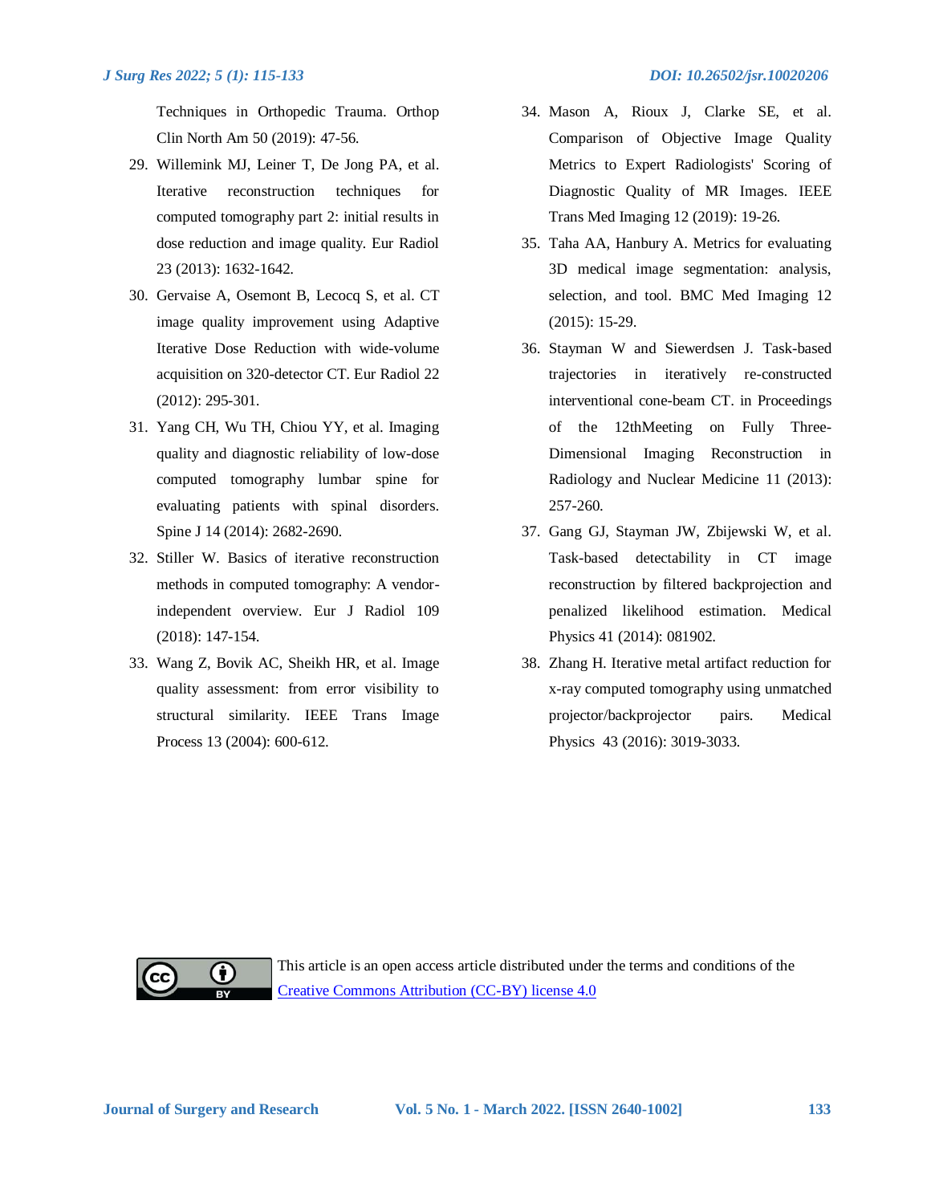Techniques in Orthopedic Trauma. Orthop Clin North Am 50 (2019): 47-56.

29. Willemink MJ, Leiner T, De Jong PA, et al. Iterative reconstruction techniques for computed tomography part 2: initial results in dose reduction and image quality. Eur Radiol 23 (2013): 1632-1642.
30. Gervaise A, Osemont B, Lecocq S, et al. CT image quality improvement using Adaptive Iterative Dose Reduction with wide-volume acquisition on 320-detector CT. Eur Radiol 22 (2012): 295-301.
31. Yang CH, Wu TH, Chiou YY, et al. Imaging quality and diagnostic reliability of low-dose computed tomography lumbar spine for evaluating patients with spinal disorders. Spine J 14 (2014): 2682-2690.
32. Stiller W. Basics of iterative reconstruction methods in computed tomography: A vendor-independent overview. Eur J Radiol 109 (2018): 147-154.
33. Wang Z, Bovik AC, Sheikh HR, et al. Image quality assessment: from error visibility to structural similarity. IEEE Trans Image Process 13 (2004): 600-612.
34. Mason A, Rioux J, Clarke SE, et al. Comparison of Objective Image Quality Metrics to Expert Radiologists' Scoring of Diagnostic Quality of MR Images. IEEE Trans Med Imaging 12 (2019): 19-26.
35. Taha AA, Hanbury A. Metrics for evaluating 3D medical image segmentation: analysis, selection, and tool. BMC Med Imaging 12 (2015): 15-29.
36. Stayman W and Siewerdsen J. Task-based trajectories in iteratively re-constructed interventional cone-beam CT. in Proceedings of the 12thMeeting on Fully Three-Dimensional Imaging Reconstruction in Radiology and Nuclear Medicine 11 (2013): 257-260.
37. Gang GJ, Stayman JW, Zbijewski W, et al. Task-based detectability in CT image reconstruction by filtered backprojection and penalized likelihood estimation. Medical Physics 41 (2014): 081902.
38. Zhang H. Iterative metal artifact reduction for x-ray computed tomography using unmatched projector/backprojector pairs. Medical Physics 43 (2016): 3019-3033.

This article is an open access article distributed under the terms and conditions of the [Creative Commons Attribution (CC-BY) license 4.0](https://creativecommons.org/licenses/by/4.0/)